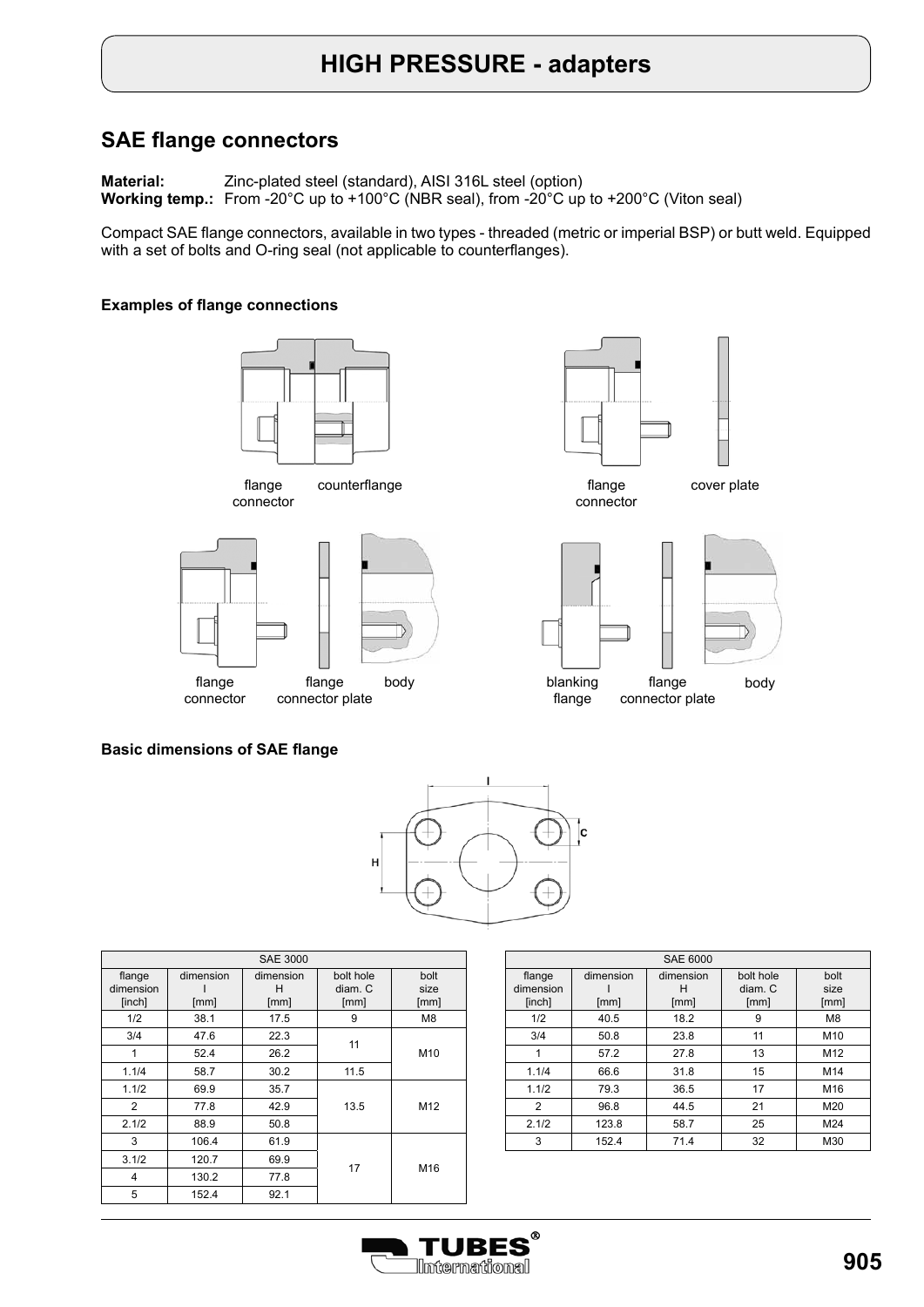# HIGH PRESSURE - adapters

## SAE flange connectors

**Material:** Zinc-plated steel (standard), AISI 316L steel (option)
**Working temp.:** From -20°C up to +100°C (NBR seal), from -20°C up to +200°C (Viton seal)

Compact SAE flange connectors, available in two types - threaded (metric or imperial BSP) or butt weld. Equipped with a set of bolts and O-ring seal (not applicable to counterflanges).

### Examples of flange connections

flange connector — counterflange

flange connector — cover plate

flange connector — flange connector plate — body

blanking flange — flange connector plate — body

### Basic dimensions of SAE flange

| SAE 3000 | | | | |
|---|---|---|---|---|
| flange dimension [inch] | dimension I [mm] | dimension H [mm] | bolt hole diam. C [mm] | bolt size [mm] |
| 1/2 | 38.1 | 17.5 | 9 | M8 |
| 3/4 | 47.6 | 22.3 | 11 | M10 |
| 1 | 52.4 | 26.2 | | |
| 1.1/4 | 58.7 | 30.2 | 11.5 | |
| 1.1/2 | 69.9 | 35.7 | 13.5 | M12 |
| 2 | 77.8 | 42.9 | | |
| 2.1/2 | 88.9 | 50.8 | | |
| 3 | 106.4 | 61.9 | 17 | M16 |
| 3.1/2 | 120.7 | 69.9 | | |
| 4 | 130.2 | 77.8 | | |
| 5 | 152.4 | 92.1 | | |

| SAE 6000 | | | | |
|---|---|---|---|---|
| flange dimension [inch] | dimension I [mm] | dimension H [mm] | bolt hole diam. C [mm] | bolt size [mm] |
| 1/2 | 40.5 | 18.2 | 9 | M8 |
| 3/4 | 50.8 | 23.8 | 11 | M10 |
| 1 | 57.2 | 27.8 | 13 | M12 |
| 1.1/4 | 66.6 | 31.8 | 15 | M14 |
| 1.1/2 | 79.3 | 36.5 | 17 | M16 |
| 2 | 96.8 | 44.5 | 21 | M20 |
| 2.1/2 | 123.8 | 58.7 | 25 | M24 |
| 3 | 152.4 | 71.4 | 32 | M30 |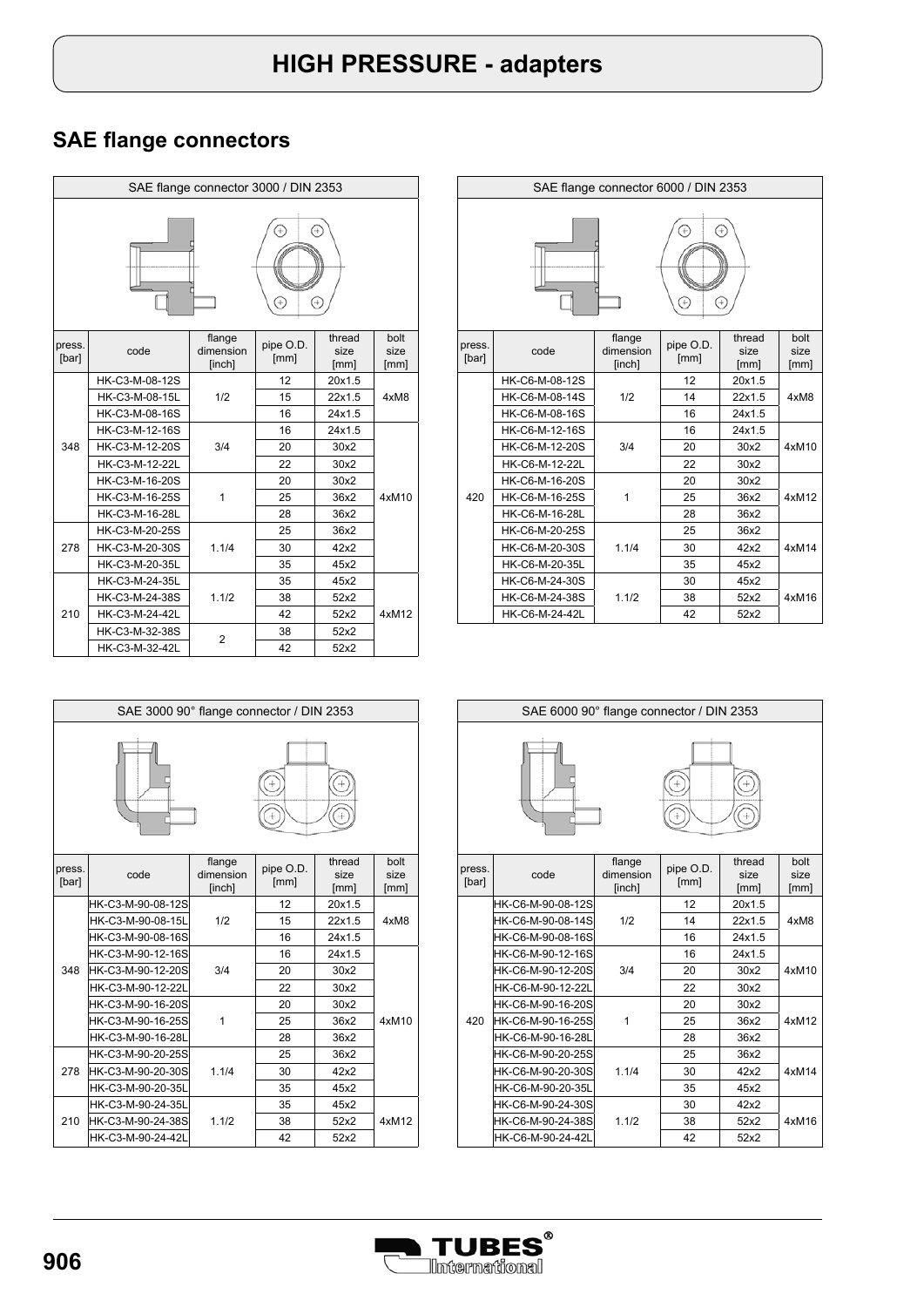// HIGH PRESSURE - adapters

## SAE flange connectors

**SAE flange connector 3000 / DIN 2353**

| press. [bar] | code | flange dimension [inch] | pipe O.D. [mm] | thread size [mm] | bolt size [mm] |
|---|---|---|---|---|---|
| 348 | HK-C3-M-08-12S | 1/2 | 12 | 20x1.5 | 4xM8 |
| | HK-C3-M-08-15L | | 15 | 22x1.5 | |
| | HK-C3-M-08-16S | | 16 | 24x1.5 | |
| | HK-C3-M-12-16S | 3/4 | 16 | 24x1.5 | 4xM10 |
| | HK-C3-M-12-20S | | 20 | 30x2 | |
| | HK-C3-M-12-22L | | 22 | 30x2 | |
| | HK-C3-M-16-20S | 1 | 20 | 30x2 | |
| | HK-C3-M-16-25S | | 25 | 36x2 | |
| | HK-C3-M-16-28L | | 28 | 36x2 | |
| 278 | HK-C3-M-20-25S | 1.1/4 | 25 | 36x2 | |
| | HK-C3-M-20-30S | | 30 | 42x2 | |
| | HK-C3-M-20-35L | | 35 | 45x2 | |
| 210 | HK-C3-M-24-35L | 1.1/2 | 35 | 45x2 | 4xM12 |
| | HK-C3-M-24-38S | | 38 | 52x2 | |
| | HK-C3-M-24-42L | | 42 | 52x2 | |
| | HK-C3-M-32-38S | 2 | 38 | 52x2 | |
| | HK-C3-M-32-42L | | 42 | 52x2 | |

**SAE flange connector 6000 / DIN 2353**

| press. [bar] | code | flange dimension [inch] | pipe O.D. [mm] | thread size [mm] | bolt size [mm] |
|---|---|---|---|---|---|
| 420 | HK-C6-M-08-12S | 1/2 | 12 | 20x1.5 | 4xM8 |
| | HK-C6-M-08-14S | | 14 | 22x1.5 | |
| | HK-C6-M-08-16S | | 16 | 24x1.5 | |
| | HK-C6-M-12-16S | 3/4 | 16 | 24x1.5 | 4xM10 |
| | HK-C6-M-12-20S | | 20 | 30x2 | |
| | HK-C6-M-12-22L | | 22 | 30x2 | |
| | HK-C6-M-16-20S | 1 | 20 | 30x2 | 4xM12 |
| | HK-C6-M-16-25S | | 25 | 36x2 | |
| | HK-C6-M-16-28L | | 28 | 36x2 | |
| | HK-C6-M-20-25S | 1.1/4 | 25 | 36x2 | 4xM14 |
| | HK-C6-M-20-30S | | 30 | 42x2 | |
| | HK-C6-M-20-35L | | 35 | 45x2 | |
| | HK-C6-M-24-30S | 1.1/2 | 30 | 45x2 | 4xM16 |
| | HK-C6-M-24-38S | | 38 | 52x2 | |
| | HK-C6-M-24-42L | | 42 | 52x2 | |

**SAE 3000 90° flange connector / DIN 2353**

| press. [bar] | code | flange dimension [inch] | pipe O.D. [mm] | thread size [mm] | bolt size [mm] |
|---|---|---|---|---|---|
| 348 | HK-C3-M-90-08-12S | 1/2 | 12 | 20x1.5 | 4xM8 |
| | HK-C3-M-90-08-15L | | 15 | 22x1.5 | |
| | HK-C3-M-90-08-16S | | 16 | 24x1.5 | |
| | HK-C3-M-90-12-16S | 3/4 | 16 | 24x1.5 | 4xM10 |
| | HK-C3-M-90-12-20S | | 20 | 30x2 | |
| | HK-C3-M-90-12-22L | | 22 | 30x2 | |
| | HK-C3-M-90-16-20S | 1 | 20 | 30x2 | |
| | HK-C3-M-90-16-25S | | 25 | 36x2 | |
| | HK-C3-M-90-16-28L | | 28 | 36x2 | |
| 278 | HK-C3-M-90-20-25S | 1.1/4 | 25 | 36x2 | |
| | HK-C3-M-90-20-30S | | 30 | 42x2 | |
| | HK-C3-M-90-20-35L | | 35 | 45x2 | |
| 210 | HK-C3-M-90-24-35L | 1.1/2 | 35 | 45x2 | 4xM12 |
| | HK-C3-M-90-24-38S | | 38 | 52x2 | |
| | HK-C3-M-90-24-42L | | 42 | 52x2 | |

**SAE 6000 90° flange connector / DIN 2353**

| press. [bar] | code | flange dimension [inch] | pipe O.D. [mm] | thread size [mm] | bolt size [mm] |
|---|---|---|---|---|---|
| 420 | HK-C6-M-90-08-12S | 1/2 | 12 | 20x1.5 | 4xM8 |
| | HK-C6-M-90-08-14S | | 14 | 22x1.5 | |
| | HK-C6-M-90-08-16S | | 16 | 24x1.5 | |
| | HK-C6-M-90-12-16S | 3/4 | 16 | 24x1.5 | 4xM10 |
| | HK-C6-M-90-12-20S | | 20 | 30x2 | |
| | HK-C6-M-90-12-22L | | 22 | 30x2 | |
| | HK-C6-M-90-16-20S | 1 | 20 | 30x2 | 4xM12 |
| | HK-C6-M-90-16-25S | | 25 | 36x2 | |
| | HK-C6-M-90-16-28L | | 28 | 36x2 | |
| | HK-C6-M-90-20-25S | 1.1/4 | 25 | 36x2 | 4xM14 |
| | HK-C6-M-90-20-30S | | 30 | 42x2 | |
| | HK-C6-M-90-20-35L | | 35 | 45x2 | |
| | HK-C6-M-90-24-30S | 1.1/2 | 30 | 42x2 | 4xM16 |
| | HK-C6-M-90-24-38S | | 38 | 52x2 | |
| | HK-C6-M-90-24-42L | | 42 | 52x2 | |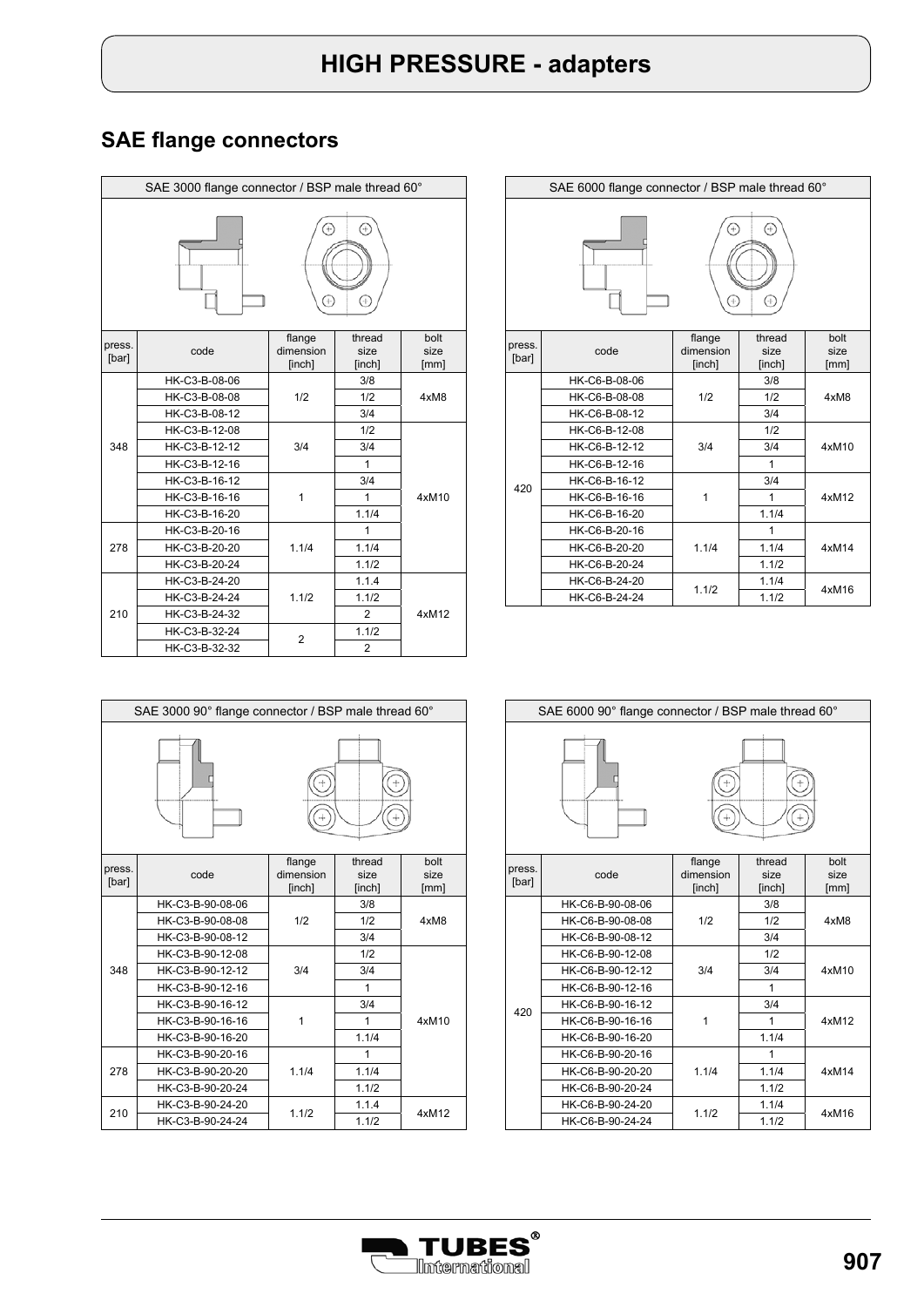# HIGH PRESSURE - adapters

## SAE flange connectors

### SAE 3000 flange connector / BSP male thread 60°

| press. [bar] | code | flange dimension [inch] | thread size [inch] | bolt size [mm] |
|---|---|---|---|---|
| 348 | HK-C3-B-08-06 | 1/2 | 3/8 | 4xM8 |
| | HK-C3-B-08-08 | | 1/2 | |
| | HK-C3-B-08-12 | | 3/4 | |
| | HK-C3-B-12-08 | 3/4 | 1/2 | 4xM10 |
| | HK-C3-B-12-12 | | 3/4 | |
| | HK-C3-B-12-16 | | 1 | |
| | HK-C3-B-16-12 | 1 | 3/4 | |
| | HK-C3-B-16-16 | | 1 | |
| | HK-C3-B-16-20 | | 1.1/4 | |
| 278 | HK-C3-B-20-16 | 1.1/4 | 1 | |
| | HK-C3-B-20-20 | | 1.1/4 | |
| | HK-C3-B-20-24 | | 1.1/2 | |
| 210 | HK-C3-B-24-20 | 1.1/2 | 1.1.4 | 4xM12 |
| | HK-C3-B-24-24 | | 1.1/2 | |
| | HK-C3-B-24-32 | | 2 | |
| | HK-C3-B-32-24 | 2 | 1.1/2 | |
| | HK-C3-B-32-32 | | 2 | |

### SAE 6000 flange connector / BSP male thread 60°

| press. [bar] | code | flange dimension [inch] | thread size [inch] | bolt size [mm] |
|---|---|---|---|---|
| 420 | HK-C6-B-08-06 | 1/2 | 3/8 | 4xM8 |
| | HK-C6-B-08-08 | | 1/2 | |
| | HK-C6-B-08-12 | | 3/4 | |
| | HK-C6-B-12-08 | 3/4 | 1/2 | 4xM10 |
| | HK-C6-B-12-12 | | 3/4 | |
| | HK-C6-B-12-16 | | 1 | |
| | HK-C6-B-16-12 | 1 | 3/4 | 4xM12 |
| | HK-C6-B-16-16 | | 1 | |
| | HK-C6-B-16-20 | | 1.1/4 | |
| | HK-C6-B-20-16 | 1.1/4 | 1 | 4xM14 |
| | HK-C6-B-20-20 | | 1.1/4 | |
| | HK-C6-B-20-24 | | 1.1/2 | |
| | HK-C6-B-24-20 | 1.1/2 | 1.1/4 | 4xM16 |
| | HK-C6-B-24-24 | | 1.1/2 | |

### SAE 3000 90° flange connector / BSP male thread 60°

| press. [bar] | code | flange dimension [inch] | thread size [inch] | bolt size [mm] |
|---|---|---|---|---|
| 348 | HK-C3-B-90-08-06 | 1/2 | 3/8 | 4xM8 |
| | HK-C3-B-90-08-08 | | 1/2 | |
| | HK-C3-B-90-08-12 | | 3/4 | |
| | HK-C3-B-90-12-08 | 3/4 | 1/2 | 4xM10 |
| | HK-C3-B-90-12-12 | | 3/4 | |
| | HK-C3-B-90-12-16 | | 1 | |
| | HK-C3-B-90-16-12 | 1 | 3/4 | |
| | HK-C3-B-90-16-16 | | 1 | |
| | HK-C3-B-90-16-20 | | 1.1/4 | |
| 278 | HK-C3-B-90-20-16 | 1.1/4 | 1 | |
| | HK-C3-B-90-20-20 | | 1.1/4 | |
| | HK-C3-B-90-20-24 | | 1.1/2 | |
| 210 | HK-C3-B-90-24-20 | 1.1/2 | 1.1.4 | 4xM12 |
| | HK-C3-B-90-24-24 | | 1.1/2 | |

### SAE 6000 90° flange connector / BSP male thread 60°

| press. [bar] | code | flange dimension [inch] | thread size [inch] | bolt size [mm] |
|---|---|---|---|---|
| 420 | HK-C6-B-90-08-06 | 1/2 | 3/8 | 4xM8 |
| | HK-C6-B-90-08-08 | | 1/2 | |
| | HK-C6-B-90-08-12 | | 3/4 | |
| | HK-C6-B-90-12-08 | 3/4 | 1/2 | 4xM10 |
| | HK-C6-B-90-12-12 | | 3/4 | |
| | HK-C6-B-90-12-16 | | 1 | |
| | HK-C6-B-90-16-12 | 1 | 3/4 | 4xM12 |
| | HK-C6-B-90-16-16 | | 1 | |
| | HK-C6-B-90-16-20 | | 1.1/4 | |
| | HK-C6-B-90-20-16 | 1.1/4 | 1 | 4xM14 |
| | HK-C6-B-90-20-20 | | 1.1/4 | |
| | HK-C6-B-90-20-24 | | 1.1/2 | |
| | HK-C6-B-90-24-20 | 1.1/2 | 1.1/4 | 4xM16 |
| | HK-C6-B-90-24-24 | | 1.1/2 | |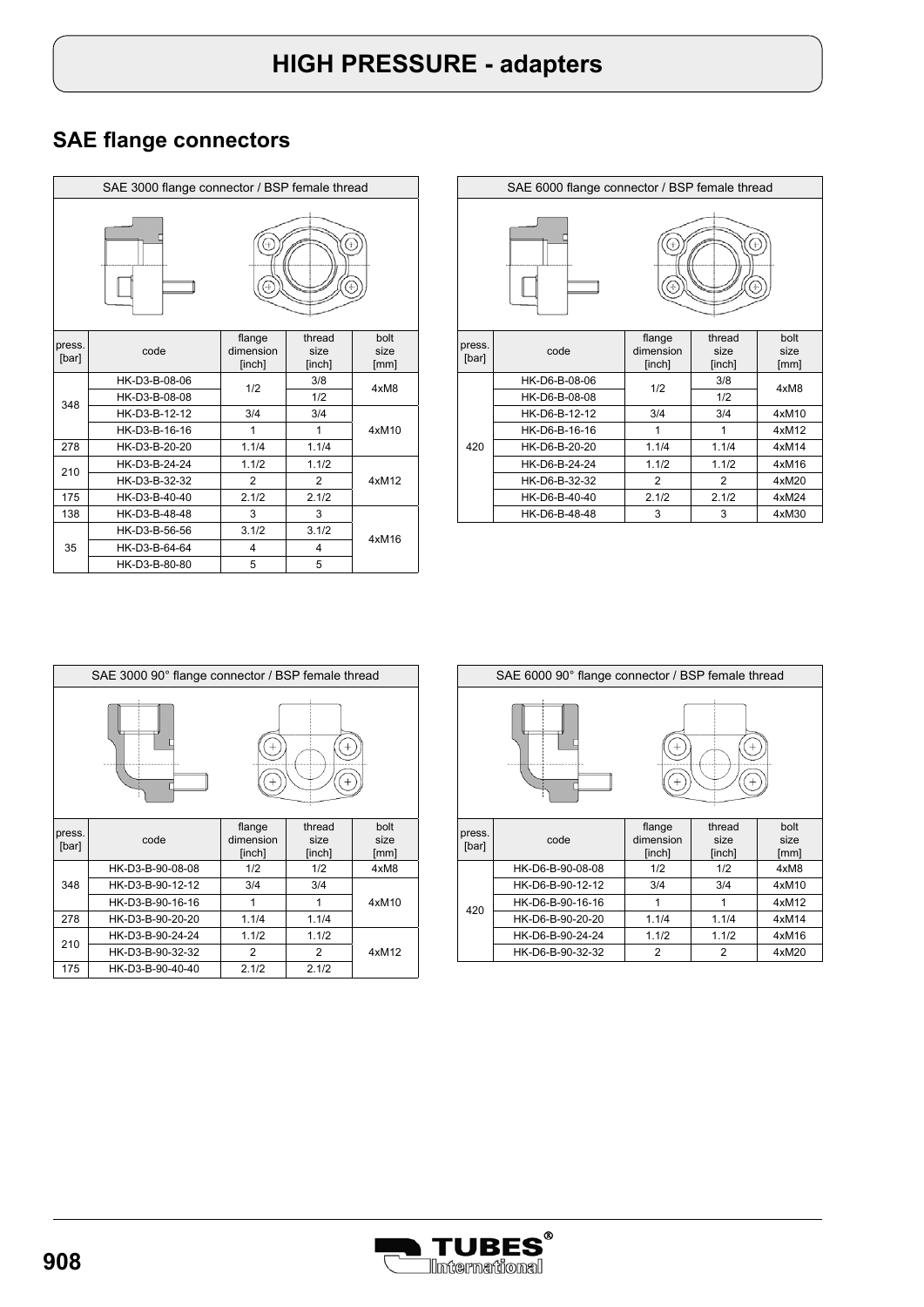# HIGH PRESSURE - adapters

## SAE flange connectors

**SAE 3000 flange connector / BSP female thread**

| press. [bar] | code | flange dimension [inch] | thread size [inch] | bolt size [mm] |
|---|---|---|---|---|
| 348 | HK-D3-B-08-06 | 1/2 | 3/8 | 4xM8 |
| | HK-D3-B-08-08 | | 1/2 | |
| | HK-D3-B-12-12 | 3/4 | 3/4 | 4xM10 |
| | HK-D3-B-16-16 | 1 | 1 | |
| 278 | HK-D3-B-20-20 | 1.1/4 | 1.1/4 | |
| 210 | HK-D3-B-24-24 | 1.1/2 | 1.1/2 | 4xM12 |
| | HK-D3-B-32-32 | 2 | 2 | |
| 175 | HK-D3-B-40-40 | 2.1/2 | 2.1/2 | |
| 138 | HK-D3-B-48-48 | 3 | 3 | 4xM16 |
| 35 | HK-D3-B-56-56 | 3.1/2 | 3.1/2 | |
| | HK-D3-B-64-64 | 4 | 4 | |
| | HK-D3-B-80-80 | 5 | 5 | |

**SAE 6000 flange connector / BSP female thread**

| press. [bar] | code | flange dimension [inch] | thread size [inch] | bolt size [mm] |
|---|---|---|---|---|
| 420 | HK-D6-B-08-06 | 1/2 | 3/8 | 4xM8 |
| | HK-D6-B-08-08 | | 1/2 | |
| | HK-D6-B-12-12 | 3/4 | 3/4 | 4xM10 |
| | HK-D6-B-16-16 | 1 | 1 | 4xM12 |
| | HK-D6-B-20-20 | 1.1/4 | 1.1/4 | 4xM14 |
| | HK-D6-B-24-24 | 1.1/2 | 1.1/2 | 4xM16 |
| | HK-D6-B-32-32 | 2 | 2 | 4xM20 |
| | HK-D6-B-40-40 | 2.1/2 | 2.1/2 | 4xM24 |
| | HK-D6-B-48-48 | 3 | 3 | 4xM30 |

**SAE 3000 90° flange connector / BSP female thread**

| press. [bar] | code | flange dimension [inch] | thread size [inch] | bolt size [mm] |
|---|---|---|---|---|
| 348 | HK-D3-B-90-08-08 | 1/2 | 1/2 | 4xM8 |
| | HK-D3-B-90-12-12 | 3/4 | 3/4 | 4xM10 |
| | HK-D3-B-90-16-16 | 1 | 1 | |
| 278 | HK-D3-B-90-20-20 | 1.1/4 | 1.1/4 | |
| 210 | HK-D3-B-90-24-24 | 1.1/2 | 1.1/2 | 4xM12 |
| | HK-D3-B-90-32-32 | 2 | 2 | |
| 175 | HK-D3-B-90-40-40 | 2.1/2 | 2.1/2 | |

**SAE 6000 90° flange connector / BSP female thread**

| press. [bar] | code | flange dimension [inch] | thread size [inch] | bolt size [mm] |
|---|---|---|---|---|
| 420 | HK-D6-B-90-08-08 | 1/2 | 1/2 | 4xM8 |
| | HK-D6-B-90-12-12 | 3/4 | 3/4 | 4xM10 |
| | HK-D6-B-90-16-16 | 1 | 1 | 4xM12 |
| | HK-D6-B-90-20-20 | 1.1/4 | 1.1/4 | 4xM14 |
| | HK-D6-B-90-24-24 | 1.1/2 | 1.1/2 | 4xM16 |
| | HK-D6-B-90-32-32 | 2 | 2 | 4xM20 |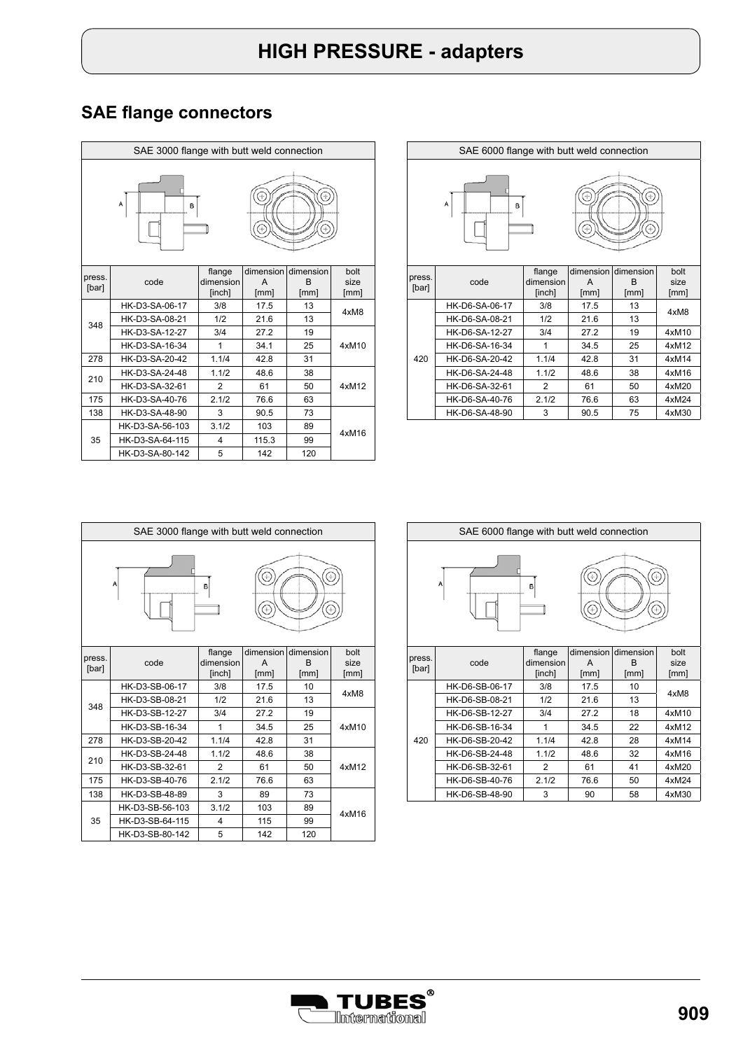# HIGH PRESSURE - adapters

## SAE flange connectors

SAE 3000 flange with butt weld connection

| press. [bar] | code | flange dimension [inch] | dimension A [mm] | dimension B [mm] | bolt size [mm] |
|---|---|---|---|---|---|
| 348 | HK-D3-SA-06-17 | 3/8 | 17.5 | 13 | 4xM8 |
| | HK-D3-SA-08-21 | 1/2 | 21.6 | 13 | |
| | HK-D3-SA-12-27 | 3/4 | 27.2 | 19 | 4xM10 |
| | HK-D3-SA-16-34 | 1 | 34.1 | 25 | |
| 278 | HK-D3-SA-20-42 | 1.1/4 | 42.8 | 31 | |
| 210 | HK-D3-SA-24-48 | 1.1/2 | 48.6 | 38 | 4xM12 |
| | HK-D3-SA-32-61 | 2 | 61 | 50 | |
| 175 | HK-D3-SA-40-76 | 2.1/2 | 76.6 | 63 | |
| 138 | HK-D3-SA-48-90 | 3 | 90.5 | 73 | 4xM16 |
| 35 | HK-D3-SA-56-103 | 3.1/2 | 103 | 89 | |
| | HK-D3-SA-64-115 | 4 | 115.3 | 99 | |
| | HK-D3-SA-80-142 | 5 | 142 | 120 | |

SAE 6000 flange with butt weld connection

| press. [bar] | code | flange dimension [inch] | dimension A [mm] | dimension B [mm] | bolt size [mm] |
|---|---|---|---|---|---|
| 420 | HK-D6-SA-06-17 | 3/8 | 17.5 | 13 | 4xM8 |
| | HK-D6-SA-08-21 | 1/2 | 21.6 | 13 | |
| | HK-D6-SA-12-27 | 3/4 | 27.2 | 19 | 4xM10 |
| | HK-D6-SA-16-34 | 1 | 34.5 | 25 | 4xM12 |
| | HK-D6-SA-20-42 | 1.1/4 | 42.8 | 31 | 4xM14 |
| | HK-D6-SA-24-48 | 1.1/2 | 48.6 | 38 | 4xM16 |
| | HK-D6-SA-32-61 | 2 | 61 | 50 | 4xM20 |
| | HK-D6-SA-40-76 | 2.1/2 | 76.6 | 63 | 4xM24 |
| | HK-D6-SA-48-90 | 3 | 90.5 | 75 | 4xM30 |

SAE 3000 flange with butt weld connection

| press. [bar] | code | flange dimension [inch] | dimension A [mm] | dimension B [mm] | bolt size [mm] |
|---|---|---|---|---|---|
| 348 | HK-D3-SB-06-17 | 3/8 | 17.5 | 10 | 4xM8 |
| | HK-D3-SB-08-21 | 1/2 | 21.6 | 13 | |
| | HK-D3-SB-12-27 | 3/4 | 27.2 | 19 | 4xM10 |
| | HK-D3-SB-16-34 | 1 | 34.5 | 25 | |
| 278 | HK-D3-SB-20-42 | 1.1/4 | 42.8 | 31 | |
| 210 | HK-D3-SB-24-48 | 1.1/2 | 48.6 | 38 | 4xM12 |
| | HK-D3-SB-32-61 | 2 | 61 | 50 | |
| 175 | HK-D3-SB-40-76 | 2.1/2 | 76.6 | 63 | |
| 138 | HK-D3-SB-48-89 | 3 | 89 | 73 | 4xM16 |
| 35 | HK-D3-SB-56-103 | 3.1/2 | 103 | 89 | |
| | HK-D3-SB-64-115 | 4 | 115 | 99 | |
| | HK-D3-SB-80-142 | 5 | 142 | 120 | |

SAE 6000 flange with butt weld connection

| press. [bar] | code | flange dimension [inch] | dimension A [mm] | dimension B [mm] | bolt size [mm] |
|---|---|---|---|---|---|
| 420 | HK-D6-SB-06-17 | 3/8 | 17.5 | 10 | 4xM8 |
| | HK-D6-SB-08-21 | 1/2 | 21.6 | 13 | |
| | HK-D6-SB-12-27 | 3/4 | 27.2 | 18 | 4xM10 |
| | HK-D6-SB-16-34 | 1 | 34.5 | 22 | 4xM12 |
| | HK-D6-SB-20-42 | 1.1/4 | 42.8 | 28 | 4xM14 |
| | HK-D6-SB-24-48 | 1.1/2 | 48.6 | 32 | 4xM16 |
| | HK-D6-SB-32-61 | 2 | 61 | 41 | 4xM20 |
| | HK-D6-SB-40-76 | 2.1/2 | 76.6 | 50 | 4xM24 |
| | HK-D6-SB-48-90 | 3 | 90 | 58 | 4xM30 |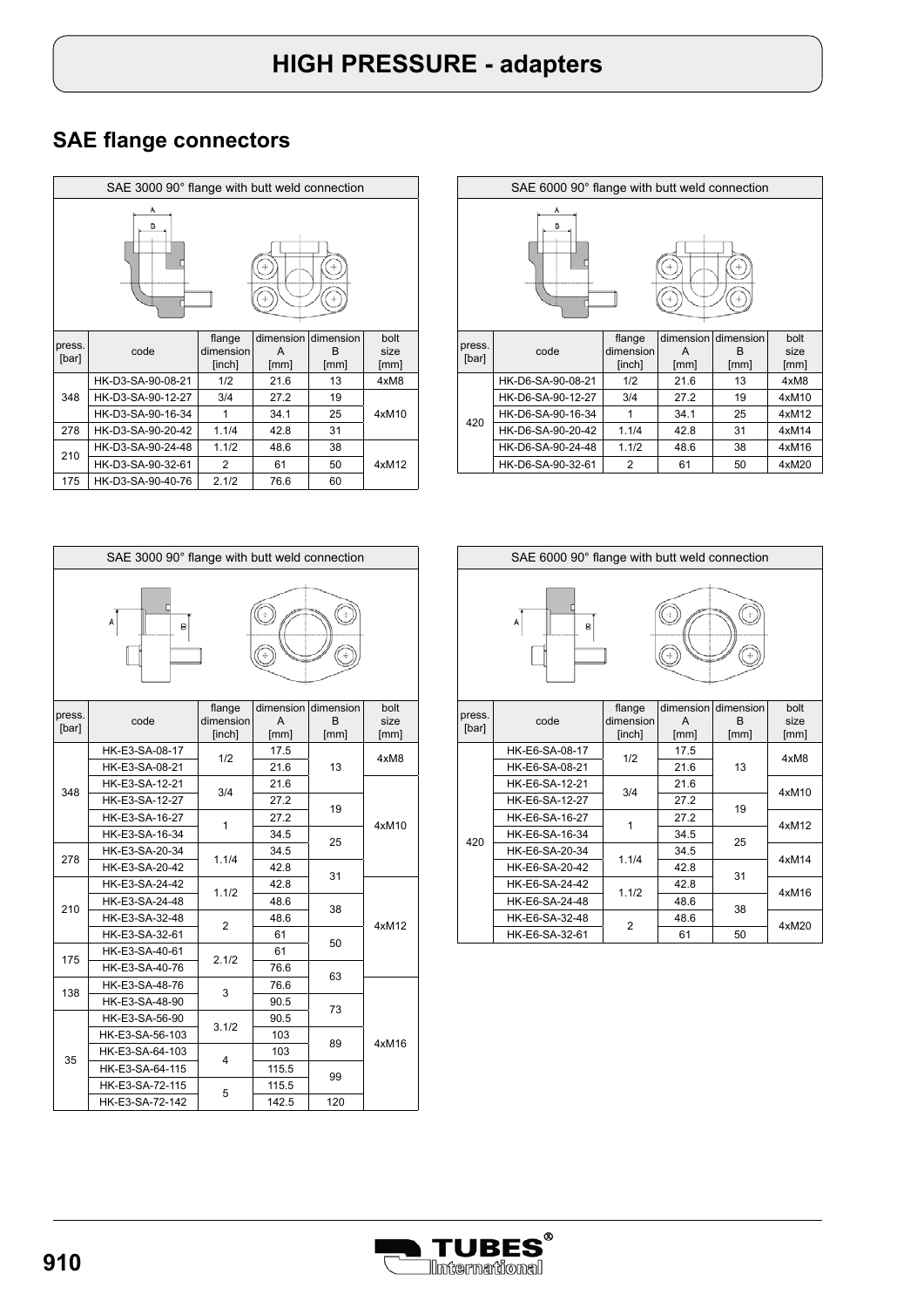# HIGH PRESSURE - adapters

## SAE flange connectors

SAE 3000 90° flange with butt weld connection

| press. [bar] | code | flange dimension [inch] | dimension A [mm] | dimension B [mm] | bolt size [mm] |
|---|---|---|---|---|---|
| 348 | HK-D3-SA-90-08-21 | 1/2 | 21.6 | 13 | 4xM8 |
| | HK-D3-SA-90-12-27 | 3/4 | 27.2 | 19 | 4xM10 |
| | HK-D3-SA-90-16-34 | 1 | 34.1 | 25 | |
| 278 | HK-D3-SA-90-20-42 | 1.1/4 | 42.8 | 31 | |
| 210 | HK-D3-SA-90-24-48 | 1.1/2 | 48.6 | 38 | 4xM12 |
| | HK-D3-SA-90-32-61 | 2 | 61 | 50 | |
| 175 | HK-D3-SA-90-40-76 | 2.1/2 | 76.6 | 60 | |

SAE 6000 90° flange with butt weld connection

| press. [bar] | code | flange dimension [inch] | dimension A [mm] | dimension B [mm] | bolt size [mm] |
|---|---|---|---|---|---|
| 420 | HK-D6-SA-90-08-21 | 1/2 | 21.6 | 13 | 4xM8 |
| | HK-D6-SA-90-12-27 | 3/4 | 27.2 | 19 | 4xM10 |
| | HK-D6-SA-90-16-34 | 1 | 34.1 | 25 | 4xM12 |
| | HK-D6-SA-90-20-42 | 1.1/4 | 42.8 | 31 | 4xM14 |
| | HK-D6-SA-90-24-48 | 1.1/2 | 48.6 | 38 | 4xM16 |
| | HK-D6-SA-90-32-61 | 2 | 61 | 50 | 4xM20 |

SAE 3000 90° flange with butt weld connection

| press. [bar] | code | flange dimension [inch] | dimension A [mm] | dimension B [mm] | bolt size [mm] |
|---|---|---|---|---|---|
| 348 | HK-E3-SA-08-17 | 1/2 | 17.5 | 13 | 4xM8 |
| | HK-E3-SA-08-21 | | 21.6 | | |
| | HK-E3-SA-12-21 | 3/4 | 21.6 | 19 | 4xM10 |
| | HK-E3-SA-12-27 | | 27.2 | | |
| | HK-E3-SA-16-27 | 1 | 27.2 | | |
| | HK-E3-SA-16-34 | | 34.5 | 25 | |
| 278 | HK-E3-SA-20-34 | 1.1/4 | 34.5 | | |
| | HK-E3-SA-20-42 | | 42.8 | 31 | |
| 210 | HK-E3-SA-24-42 | 1.1/2 | 42.8 | | 4xM12 |
| | HK-E3-SA-24-48 | | 48.6 | 38 | |
| | HK-E3-SA-32-48 | 2 | 48.6 | | |
| | HK-E3-SA-32-61 | | 61 | 50 | |
| 175 | HK-E3-SA-40-61 | 2.1/2 | 61 | | |
| | HK-E3-SA-40-76 | | 76.6 | 63 | |
| 138 | HK-E3-SA-48-76 | 3 | 76.6 | | 4xM16 |
| | HK-E3-SA-48-90 | | 90.5 | 73 | |
| 35 | HK-E3-SA-56-90 | 3.1/2 | 90.5 | | |
| | HK-E3-SA-56-103 | | 103 | 89 | |
| | HK-E3-SA-64-103 | 4 | 103 | | |
| | HK-E3-SA-64-115 | | 115.5 | 99 | |
| | HK-E3-SA-72-115 | 5 | 115.5 | | |
| | HK-E3-SA-72-142 | | 142.5 | 120 | |

SAE 6000 90° flange with butt weld connection

| press. [bar] | code | flange dimension [inch] | dimension A [mm] | dimension B [mm] | bolt size [mm] |
|---|---|---|---|---|---|
| 420 | HK-E6-SA-08-17 | 1/2 | 17.5 | 13 | 4xM8 |
| | HK-E6-SA-08-21 | | 21.6 | | |
| | HK-E6-SA-12-21 | 3/4 | 21.6 | | 4xM10 |
| | HK-E6-SA-12-27 | | 27.2 | 19 | |
| | HK-E6-SA-16-27 | 1 | 27.2 | | 4xM12 |
| | HK-E6-SA-16-34 | | 34.5 | 25 | |
| | HK-E6-SA-20-34 | 1.1/4 | 34.5 | | 4xM14 |
| | HK-E6-SA-20-42 | | 42.8 | 31 | |
| | HK-E6-SA-24-42 | 1.1/2 | 42.8 | | 4xM16 |
| | HK-E6-SA-24-48 | | 48.6 | 38 | |
| | HK-E6-SA-32-48 | 2 | 48.6 | | 4xM20 |
| | HK-E6-SA-32-61 | | 61 | 50 | |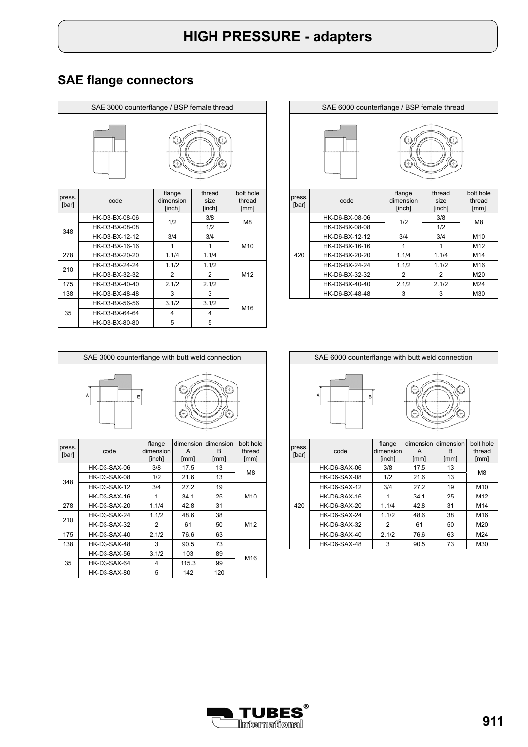# HIGH PRESSURE - adapters

## SAE flange connectors

### SAE 3000 counterflange / BSP female thread

| press. [bar] | code | flange dimension [inch] | thread size [inch] | bolt hole thread [mm] |
|---|---|---|---|---|
| 348 | HK-D3-BX-08-06 | 1/2 | 3/8 | M8 |
| | HK-D3-BX-08-08 | | 1/2 | |
| | HK-D3-BX-12-12 | 3/4 | 3/4 | M10 |
| | HK-D3-BX-16-16 | 1 | 1 | |
| 278 | HK-D3-BX-20-20 | 1.1/4 | 1.1/4 | |
| 210 | HK-D3-BX-24-24 | 1.1/2 | 1.1/2 | M12 |
| | HK-D3-BX-32-32 | 2 | 2 | |
| 175 | HK-D3-BX-40-40 | 2.1/2 | 2.1/2 | |
| 138 | HK-D3-BX-48-48 | 3 | 3 | M16 |
| 35 | HK-D3-BX-56-56 | 3.1/2 | 3.1/2 | |
| | HK-D3-BX-64-64 | 4 | 4 | |
| | HK-D3-BX-80-80 | 5 | 5 | |

### SAE 6000 counterflange / BSP female thread

| press. [bar] | code | flange dimension [inch] | thread size [inch] | bolt hole thread [mm] |
|---|---|---|---|---|
| 420 | HK-D6-BX-08-06 | 1/2 | 3/8 | M8 |
| | HK-D6-BX-08-08 | | 1/2 | |
| | HK-D6-BX-12-12 | 3/4 | 3/4 | M10 |
| | HK-D6-BX-16-16 | 1 | 1 | M12 |
| | HK-D6-BX-20-20 | 1.1/4 | 1.1/4 | M14 |
| | HK-D6-BX-24-24 | 1.1/2 | 1.1/2 | M16 |
| | HK-D6-BX-32-32 | 2 | 2 | M20 |
| | HK-D6-BX-40-40 | 2.1/2 | 2.1/2 | M24 |
| | HK-D6-BX-48-48 | 3 | 3 | M30 |

### SAE 3000 counterflange with butt weld connection

| press. [bar] | code | flange dimension [inch] | dimension A [mm] | dimension B [mm] | bolt hole thread [mm] |
|---|---|---|---|---|---|
| 348 | HK-D3-SAX-06 | 3/8 | 17.5 | 13 | M8 |
| | HK-D3-SAX-08 | 1/2 | 21.6 | 13 | |
| | HK-D3-SAX-12 | 3/4 | 27.2 | 19 | M10 |
| | HK-D3-SAX-16 | 1 | 34.1 | 25 | |
| 278 | HK-D3-SAX-20 | 1.1/4 | 42.8 | 31 | |
| 210 | HK-D3-SAX-24 | 1.1/2 | 48.6 | 38 | M12 |
| | HK-D3-SAX-32 | 2 | 61 | 50 | |
| 175 | HK-D3-SAX-40 | 2.1/2 | 76.6 | 63 | |
| 138 | HK-D3-SAX-48 | 3 | 90.5 | 73 | M16 |
| 35 | HK-D3-SAX-56 | 3.1/2 | 103 | 89 | |
| | HK-D3-SAX-64 | 4 | 115.3 | 99 | |
| | HK-D3-SAX-80 | 5 | 142 | 120 | |

### SAE 6000 counterflange with butt weld connection

| press. [bar] | code | flange dimension [inch] | dimension A [mm] | dimension B [mm] | bolt hole thread [mm] |
|---|---|---|---|---|---|
| 420 | HK-D6-SAX-06 | 3/8 | 17.5 | 13 | M8 |
| | HK-D6-SAX-08 | 1/2 | 21.6 | 13 | |
| | HK-D6-SAX-12 | 3/4 | 27.2 | 19 | M10 |
| | HK-D6-SAX-16 | 1 | 34.1 | 25 | M12 |
| | HK-D6-SAX-20 | 1.1/4 | 42.8 | 31 | M14 |
| | HK-D6-SAX-24 | 1.1/2 | 48.6 | 38 | M16 |
| | HK-D6-SAX-32 | 2 | 61 | 50 | M20 |
| | HK-D6-SAX-40 | 2.1/2 | 76.6 | 63 | M24 |
| | HK-D6-SAX-48 | 3 | 90.5 | 73 | M30 |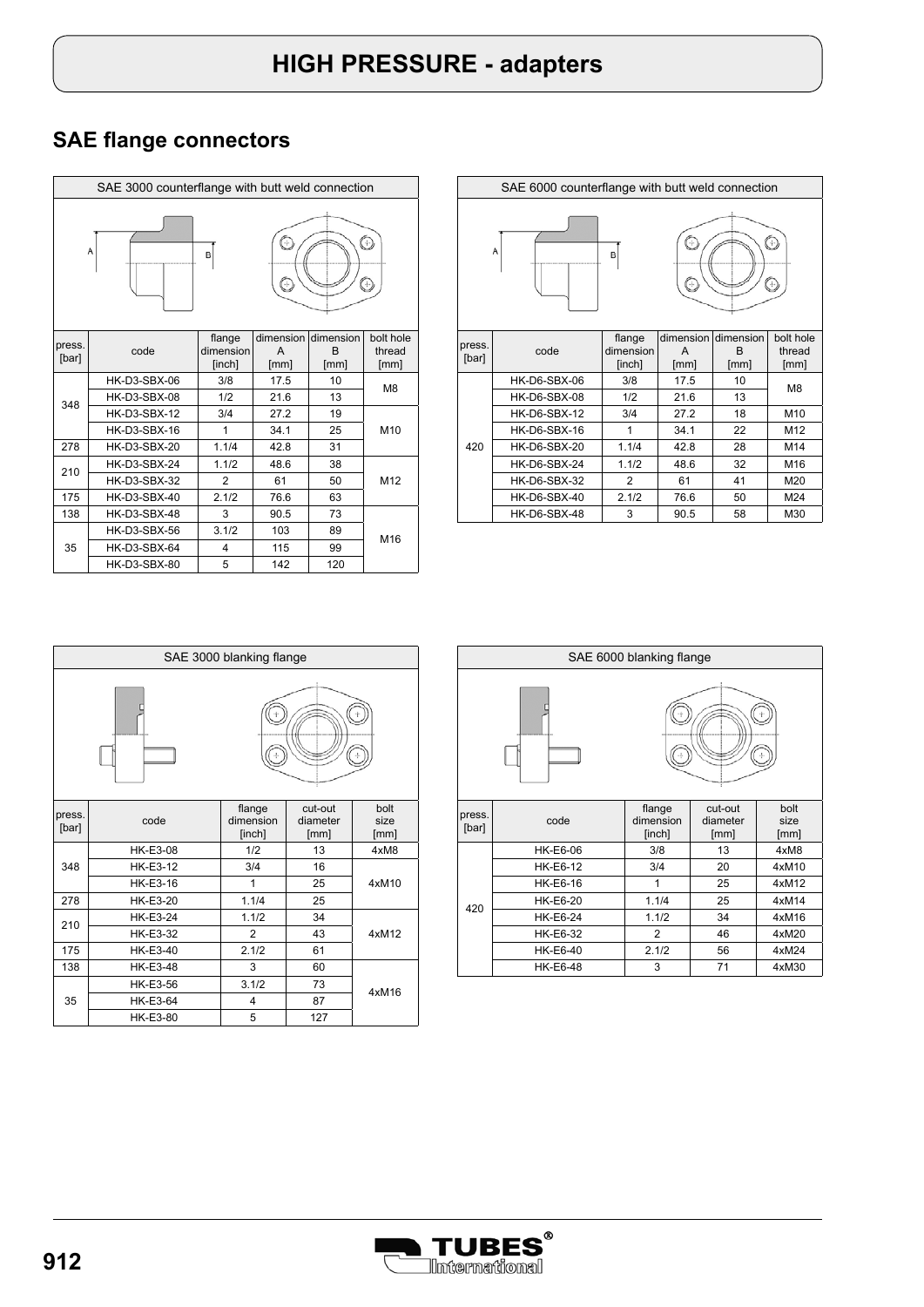# HIGH PRESSURE - adapters

## SAE flange connectors

| SAE 3000 counterflange with butt weld connection | | | | | |
|---|---|---|---|---|---|
| press. [bar] | code | flange dimension [inch] | dimension A [mm] | dimension B [mm] | bolt hole thread [mm] |
| 348 | HK-D3-SBX-06 | 3/8 | 17.5 | 10 | M8 |
| | HK-D3-SBX-08 | 1/2 | 21.6 | 13 | |
| | HK-D3-SBX-12 | 3/4 | 27.2 | 19 | M10 |
| | HK-D3-SBX-16 | 1 | 34.1 | 25 | |
| 278 | HK-D3-SBX-20 | 1.1/4 | 42.8 | 31 | |
| 210 | HK-D3-SBX-24 | 1.1/2 | 48.6 | 38 | M12 |
| | HK-D3-SBX-32 | 2 | 61 | 50 | |
| 175 | HK-D3-SBX-40 | 2.1/2 | 76.6 | 63 | |
| 138 | HK-D3-SBX-48 | 3 | 90.5 | 73 | M16 |
| 35 | HK-D3-SBX-56 | 3.1/2 | 103 | 89 | |
| | HK-D3-SBX-64 | 4 | 115 | 99 | |
| | HK-D3-SBX-80 | 5 | 142 | 120 | |

| SAE 6000 counterflange with butt weld connection | | | | | |
|---|---|---|---|---|---|
| press. [bar] | code | flange dimension [inch] | dimension A [mm] | dimension B [mm] | bolt hole thread [mm] |
| 420 | HK-D6-SBX-06 | 3/8 | 17.5 | 10 | M8 |
| | HK-D6-SBX-08 | 1/2 | 21.6 | 13 | |
| | HK-D6-SBX-12 | 3/4 | 27.2 | 18 | M10 |
| | HK-D6-SBX-16 | 1 | 34.1 | 22 | M12 |
| | HK-D6-SBX-20 | 1.1/4 | 42.8 | 28 | M14 |
| | HK-D6-SBX-24 | 1.1/2 | 48.6 | 32 | M16 |
| | HK-D6-SBX-32 | 2 | 61 | 41 | M20 |
| | HK-D6-SBX-40 | 2.1/2 | 76.6 | 50 | M24 |
| | HK-D6-SBX-48 | 3 | 90.5 | 58 | M30 |

| SAE 3000 blanking flange | | | | |
|---|---|---|---|---|
| press. [bar] | code | flange dimension [inch] | cut-out diameter [mm] | bolt size [mm] |
| 348 | HK-E3-08 | 1/2 | 13 | 4xM8 |
| | HK-E3-12 | 3/4 | 16 | 4xM10 |
| | HK-E3-16 | 1 | 25 | |
| 278 | HK-E3-20 | 1.1/4 | 25 | |
| 210 | HK-E3-24 | 1.1/2 | 34 | 4xM12 |
| | HK-E3-32 | 2 | 43 | |
| 175 | HK-E3-40 | 2.1/2 | 61 | |
| 138 | HK-E3-48 | 3 | 60 | 4xM16 |
| 35 | HK-E3-56 | 3.1/2 | 73 | |
| | HK-E3-64 | 4 | 87 | |
| | HK-E3-80 | 5 | 127 | |

| SAE 6000 blanking flange | | | | |
|---|---|---|---|---|
| press. [bar] | code | flange dimension [inch] | cut-out diameter [mm] | bolt size [mm] |
| 420 | HK-E6-06 | 3/8 | 13 | 4xM8 |
| | HK-E6-12 | 3/4 | 20 | 4xM10 |
| | HK-E6-16 | 1 | 25 | 4xM12 |
| | HK-E6-20 | 1.1/4 | 25 | 4xM14 |
| | HK-E6-24 | 1.1/2 | 34 | 4xM16 |
| | HK-E6-32 | 2 | 46 | 4xM20 |
| | HK-E6-40 | 2.1/2 | 56 | 4xM24 |
| | HK-E6-48 | 3 | 71 | 4xM30 |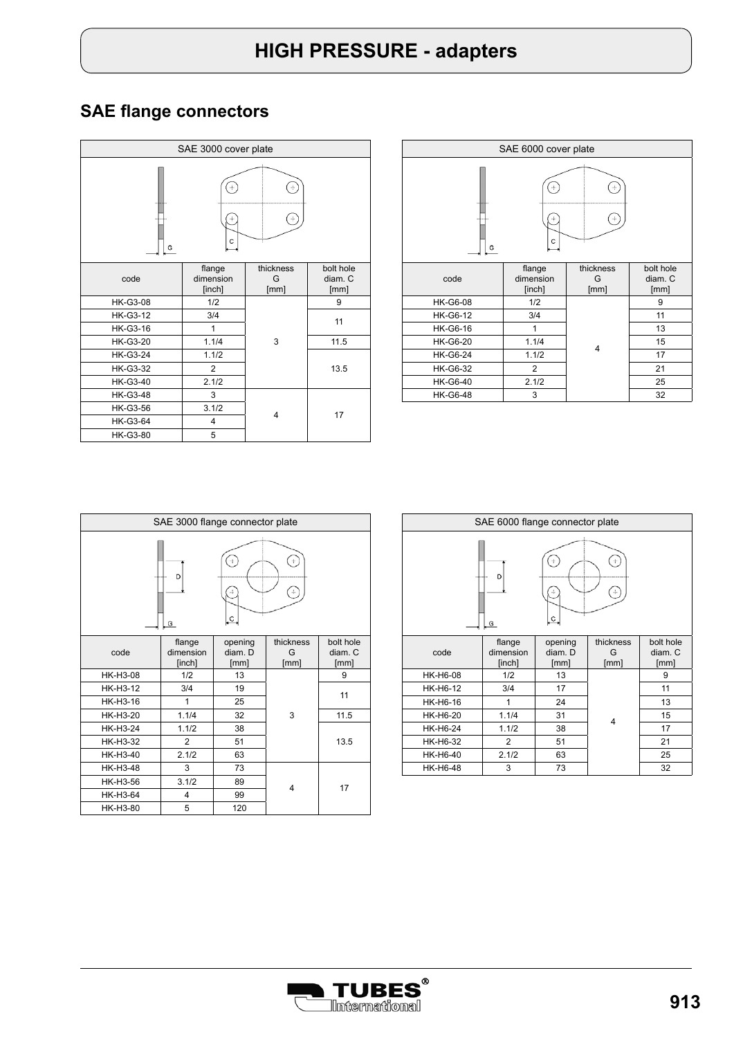# HIGH PRESSURE - adapters

## SAE flange connectors

### SAE 3000 cover plate

| code | flange dimension [inch] | thickness G [mm] | bolt hole diam. C [mm] |
|---|---|---|---|
| HK-G3-08 | 1/2 | 3 | 9 |
| HK-G3-12 | 3/4 | 3 | 11 |
| HK-G3-16 | 1 | 3 | 11 |
| HK-G3-20 | 1.1/4 | 3 | 11.5 |
| HK-G3-24 | 1.1/2 | 3 | 13.5 |
| HK-G3-32 | 2 | 3 | 13.5 |
| HK-G3-40 | 2.1/2 | 3 | 13.5 |
| HK-G3-48 | 3 | 4 | 17 |
| HK-G3-56 | 3.1/2 | 4 | 17 |
| HK-G3-64 | 4 | 4 | 17 |
| HK-G3-80 | 5 | 4 | 17 |

### SAE 6000 cover plate

| code | flange dimension [inch] | thickness G [mm] | bolt hole diam. C [mm] |
|---|---|---|---|
| HK-G6-08 | 1/2 | 4 | 9 |
| HK-G6-12 | 3/4 | 4 | 11 |
| HK-G6-16 | 1 | 4 | 13 |
| HK-G6-20 | 1.1/4 | 4 | 15 |
| HK-G6-24 | 1.1/2 | 4 | 17 |
| HK-G6-32 | 2 | 4 | 21 |
| HK-G6-40 | 2.1/2 | 4 | 25 |
| HK-G6-48 | 3 | 4 | 32 |

### SAE 3000 flange connector plate

| code | flange dimension [inch] | opening diam. D [mm] | thickness G [mm] | bolt hole diam. C [mm] |
|---|---|---|---|---|
| HK-H3-08 | 1/2 | 13 | 3 | 9 |
| HK-H3-12 | 3/4 | 19 | 3 | 11 |
| HK-H3-16 | 1 | 25 | 3 | 11 |
| HK-H3-20 | 1.1/4 | 32 | 3 | 11.5 |
| HK-H3-24 | 1.1/2 | 38 | 3 | 13.5 |
| HK-H3-32 | 2 | 51 | 3 | 13.5 |
| HK-H3-40 | 2.1/2 | 63 | 3 | 13.5 |
| HK-H3-48 | 3 | 73 | 4 | 17 |
| HK-H3-56 | 3.1/2 | 89 | 4 | 17 |
| HK-H3-64 | 4 | 99 | 4 | 17 |
| HK-H3-80 | 5 | 120 | 4 | 17 |

### SAE 6000 flange connector plate

| code | flange dimension [inch] | opening diam. D [mm] | thickness G [mm] | bolt hole diam. C [mm] |
|---|---|---|---|---|
| HK-H6-08 | 1/2 | 13 | 4 | 9 |
| HK-H6-12 | 3/4 | 17 | 4 | 11 |
| HK-H6-16 | 1 | 24 | 4 | 13 |
| HK-H6-20 | 1.1/4 | 31 | 4 | 15 |
| HK-H6-24 | 1.1/2 | 38 | 4 | 17 |
| HK-H6-32 | 2 | 51 | 4 | 21 |
| HK-H6-40 | 2.1/2 | 63 | 4 | 25 |
| HK-H6-48 | 3 | 73 | 4 | 32 |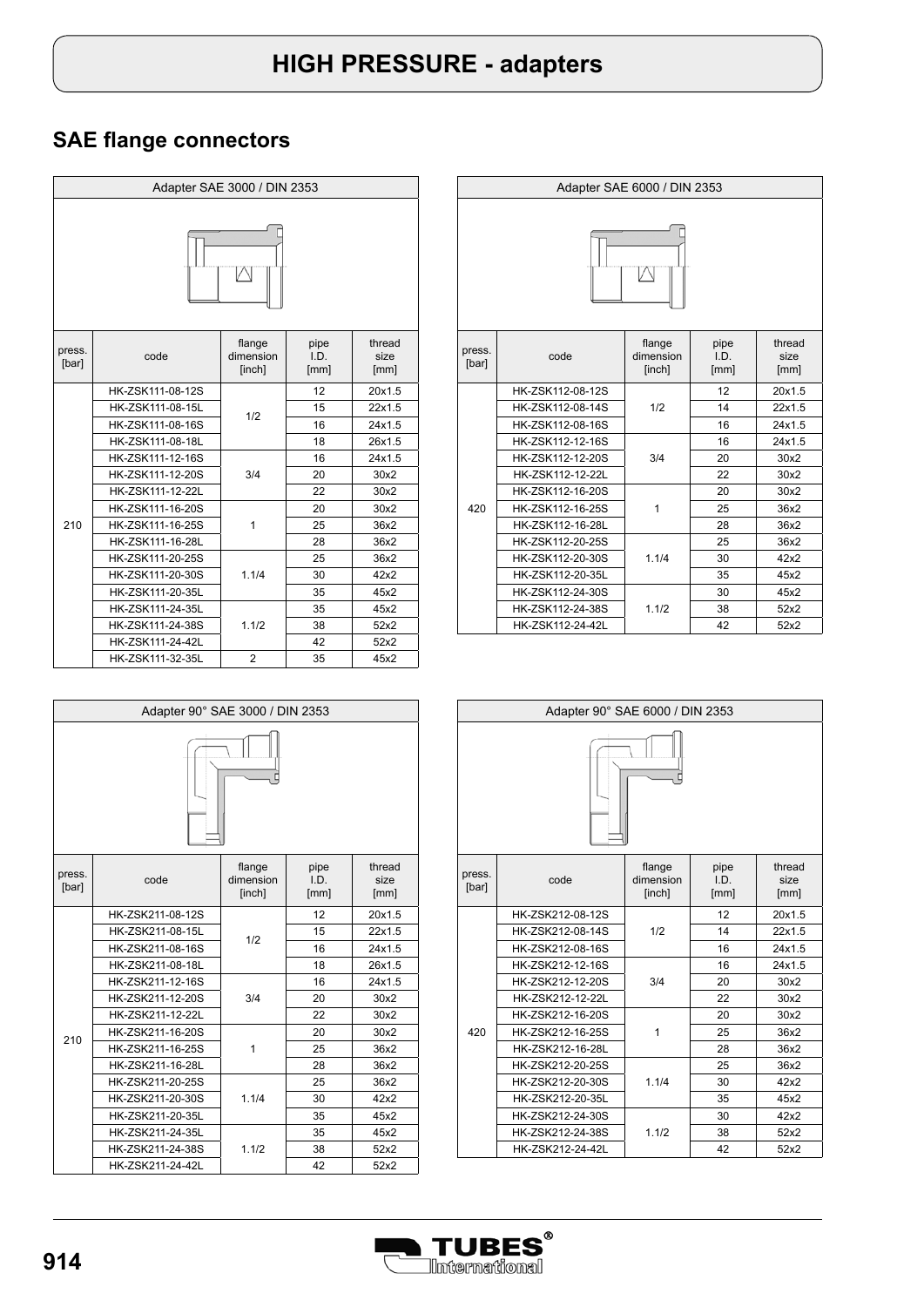# HIGH PRESSURE - adapters

## SAE flange connectors

Adapter SAE 3000 / DIN 2353

| press. [bar] | code | flange dimension [inch] | pipe I.D. [mm] | thread size [mm] |
|---|---|---|---|---|
| 210 | HK-ZSK111-08-12S | 1/2 | 12 | 20x1.5 |
| | HK-ZSK111-08-15L | | 15 | 22x1.5 |
| | HK-ZSK111-08-16S | | 16 | 24x1.5 |
| | HK-ZSK111-08-18L | | 18 | 26x1.5 |
| | HK-ZSK111-12-16S | 3/4 | 16 | 24x1.5 |
| | HK-ZSK111-12-20S | | 20 | 30x2 |
| | HK-ZSK111-12-22L | | 22 | 30x2 |
| | HK-ZSK111-16-20S | 1 | 20 | 30x2 |
| | HK-ZSK111-16-25S | | 25 | 36x2 |
| | HK-ZSK111-16-28L | | 28 | 36x2 |
| | HK-ZSK111-20-25S | 1.1/4 | 25 | 36x2 |
| | HK-ZSK111-20-30S | | 30 | 42x2 |
| | HK-ZSK111-20-35L | | 35 | 45x2 |
| | HK-ZSK111-24-35L | 1.1/2 | 35 | 45x2 |
| | HK-ZSK111-24-38S | | 38 | 52x2 |
| | HK-ZSK111-24-42L | | 42 | 52x2 |
| | HK-ZSK111-32-35L | 2 | 35 | 45x2 |

Adapter SAE 6000 / DIN 2353

| press. [bar] | code | flange dimension [inch] | pipe I.D. [mm] | thread size [mm] |
|---|---|---|---|---|
| 420 | HK-ZSK112-08-12S | 1/2 | 12 | 20x1.5 |
| | HK-ZSK112-08-14S | | 14 | 22x1.5 |
| | HK-ZSK112-08-16S | | 16 | 24x1.5 |
| | HK-ZSK112-12-16S | 3/4 | 16 | 24x1.5 |
| | HK-ZSK112-12-20S | | 20 | 30x2 |
| | HK-ZSK112-12-22L | | 22 | 30x2 |
| | HK-ZSK112-16-20S | 1 | 20 | 30x2 |
| | HK-ZSK112-16-25S | | 25 | 36x2 |
| | HK-ZSK112-16-28L | | 28 | 36x2 |
| | HK-ZSK112-20-25S | 1.1/4 | 25 | 36x2 |
| | HK-ZSK112-20-30S | | 30 | 42x2 |
| | HK-ZSK112-20-35L | | 35 | 45x2 |
| | HK-ZSK112-24-30S | 1.1/2 | 30 | 45x2 |
| | HK-ZSK112-24-38S | | 38 | 52x2 |
| | HK-ZSK112-24-42L | | 42 | 52x2 |

Adapter 90° SAE 3000 / DIN 2353

| press. [bar] | code | flange dimension [inch] | pipe I.D. [mm] | thread size [mm] |
|---|---|---|---|---|
| 210 | HK-ZSK211-08-12S | 1/2 | 12 | 20x1.5 |
| | HK-ZSK211-08-15L | | 15 | 22x1.5 |
| | HK-ZSK211-08-16S | | 16 | 24x1.5 |
| | HK-ZSK211-08-18L | | 18 | 26x1.5 |
| | HK-ZSK211-12-16S | 3/4 | 16 | 24x1.5 |
| | HK-ZSK211-12-20S | | 20 | 30x2 |
| | HK-ZSK211-12-22L | | 22 | 30x2 |
| | HK-ZSK211-16-20S | 1 | 20 | 30x2 |
| | HK-ZSK211-16-25S | | 25 | 36x2 |
| | HK-ZSK211-16-28L | | 28 | 36x2 |
| | HK-ZSK211-20-25S | 1.1/4 | 25 | 36x2 |
| | HK-ZSK211-20-30S | | 30 | 42x2 |
| | HK-ZSK211-20-35L | | 35 | 45x2 |
| | HK-ZSK211-24-35L | 1.1/2 | 35 | 45x2 |
| | HK-ZSK211-24-38S | | 38 | 52x2 |
| | HK-ZSK211-24-42L | | 42 | 52x2 |

Adapter 90° SAE 6000 / DIN 2353

| press. [bar] | code | flange dimension [inch] | pipe I.D. [mm] | thread size [mm] |
|---|---|---|---|---|
| 420 | HK-ZSK212-08-12S | 1/2 | 12 | 20x1.5 |
| | HK-ZSK212-08-14S | | 14 | 22x1.5 |
| | HK-ZSK212-08-16S | | 16 | 24x1.5 |
| | HK-ZSK212-12-16S | 3/4 | 16 | 24x1.5 |
| | HK-ZSK212-12-20S | | 20 | 30x2 |
| | HK-ZSK212-12-22L | | 22 | 30x2 |
| | HK-ZSK212-16-20S | 1 | 20 | 30x2 |
| | HK-ZSK212-16-25S | | 25 | 36x2 |
| | HK-ZSK212-16-28L | | 28 | 36x2 |
| | HK-ZSK212-20-25S | 1.1/4 | 25 | 36x2 |
| | HK-ZSK212-20-30S | | 30 | 42x2 |
| | HK-ZSK212-20-35L | | 35 | 45x2 |
| | HK-ZSK212-24-30S | 1.1/2 | 30 | 42x2 |
| | HK-ZSK212-24-38S | | 38 | 52x2 |
| | HK-ZSK212-24-42L | | 42 | 52x2 |

TUBES International